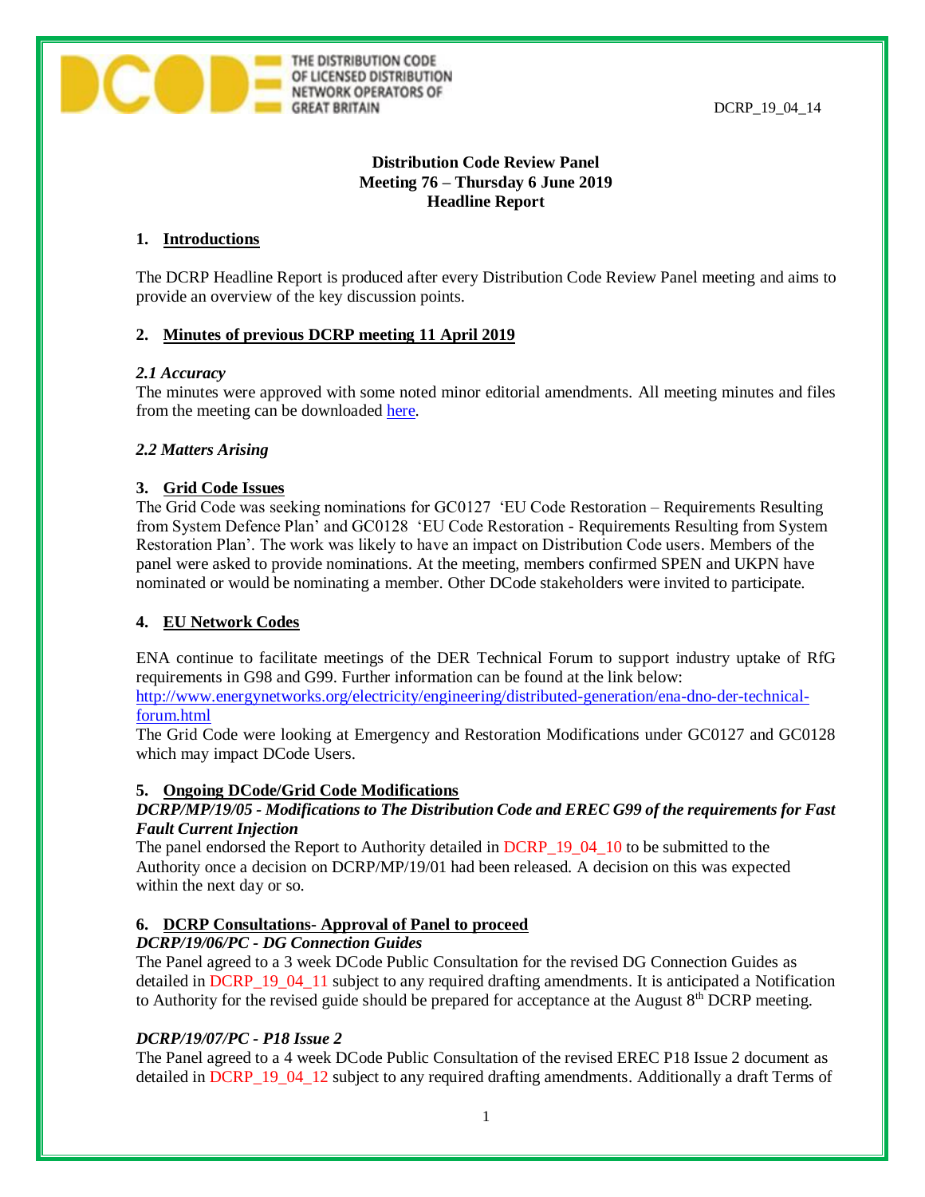THE DISTRIBUTION CODE OF LICENSED DISTRIBUTION NETWORK OPERATORS OF GREAT BRITAIN

DCRP_19_04_14

**Distribution Code Review Panel**
**Meeting 76 – Thursday 6 June 2019**
**Headline Report**

## 1. Introductions

The DCRP Headline Report is produced after every Distribution Code Review Panel meeting and aims to provide an overview of the key discussion points.

## 2. Minutes of previous DCRP meeting 11 April 2019

### *2.1 Accuracy*

The minutes were approved with some noted minor editorial amendments. All meeting minutes and files from the meeting can be downloaded here.

### *2.2 Matters Arising*

## 3. Grid Code Issues

The Grid Code was seeking nominations for GC0127 'EU Code Restoration – Requirements Resulting from System Defence Plan' and GC0128 'EU Code Restoration - Requirements Resulting from System Restoration Plan'. The work was likely to have an impact on Distribution Code users. Members of the panel were asked to provide nominations. At the meeting, members confirmed SPEN and UKPN have nominated or would be nominating a member. Other DCode stakeholders were invited to participate.

## 4. EU Network Codes

ENA continue to facilitate meetings of the DER Technical Forum to support industry uptake of RfG requirements in G98 and G99. Further information can be found at the link below:
http://www.energynetworks.org/electricity/engineering/distributed-generation/ena-dno-der-technical-forum.html
The Grid Code were looking at Emergency and Restoration Modifications under GC0127 and GC0128 which may impact DCode Users.

## 5. Ongoing DCode/Grid Code Modifications

***DCRP/MP/19/05 - Modifications to The Distribution Code and EREC G99 of the requirements for Fast Fault Current Injection***

The panel endorsed the Report to Authority detailed in DCRP_19_04_10 to be submitted to the Authority once a decision on DCRP/MP/19/01 had been released. A decision on this was expected within the next day or so.

## 6. DCRP Consultations- Approval of Panel to proceed

***DCRP/19/06/PC - DG Connection Guides***

The Panel agreed to a 3 week DCode Public Consultation for the revised DG Connection Guides as detailed in DCRP_19_04_11 subject to any required drafting amendments. It is anticipated a Notification to Authority for the revised guide should be prepared for acceptance at the August 8th DCRP meeting.

***DCRP/19/07/PC - P18 Issue 2***

The Panel agreed to a 4 week DCode Public Consultation of the revised EREC P18 Issue 2 document as detailed in DCRP_19_04_12 subject to any required drafting amendments. Additionally a draft Terms of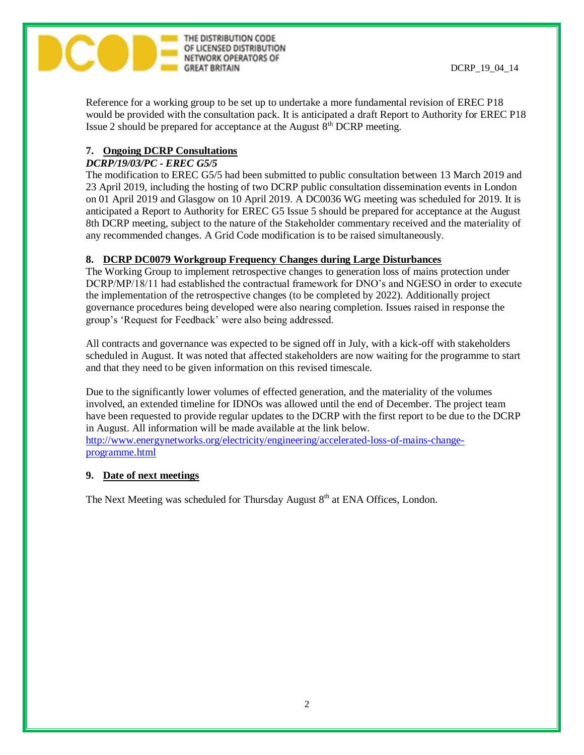Reference for a working group to be set up to undertake a more fundamental revision of EREC P18 would be provided with the consultation pack. It is anticipated a draft Report to Authority for EREC P18 Issue 2 should be prepared for acceptance at the August 8th DCRP meeting.

**7. Ongoing DCRP Consultations**

***DCRP/19/03/PC - EREC G5/5***

The modification to EREC G5/5 had been submitted to public consultation between 13 March 2019 and 23 April 2019, including the hosting of two DCRP public consultation dissemination events in London on 01 April 2019 and Glasgow on 10 April 2019. A DC0036 WG meeting was scheduled for 2019. It is anticipated a Report to Authority for EREC G5 Issue 5 should be prepared for acceptance at the August 8th DCRP meeting, subject to the nature of the Stakeholder commentary received and the materiality of any recommended changes. A Grid Code modification is to be raised simultaneously.

**8. DCRP DC0079 Workgroup Frequency Changes during Large Disturbances**

The Working Group to implement retrospective changes to generation loss of mains protection under DCRP/MP/18/11 had established the contractual framework for DNO's and NGESO in order to execute the implementation of the retrospective changes (to be completed by 2022). Additionally project governance procedures being developed were also nearing completion. Issues raised in response the group's 'Request for Feedback' were also being addressed.

All contracts and governance was expected to be signed off in July, with a kick-off with stakeholders scheduled in August. It was noted that affected stakeholders are now waiting for the programme to start and that they need to be given information on this revised timescale.

Due to the significantly lower volumes of effected generation, and the materiality of the volumes involved, an extended timeline for IDNOs was allowed until the end of December. The project team have been requested to provide regular updates to the DCRP with the first report to be due to the DCRP in August. All information will be made available at the link below.
http://www.energynetworks.org/electricity/engineering/accelerated-loss-of-mains-change-programme.html

**9. Date of next meetings**

The Next Meeting was scheduled for Thursday August 8th at ENA Offices, London.